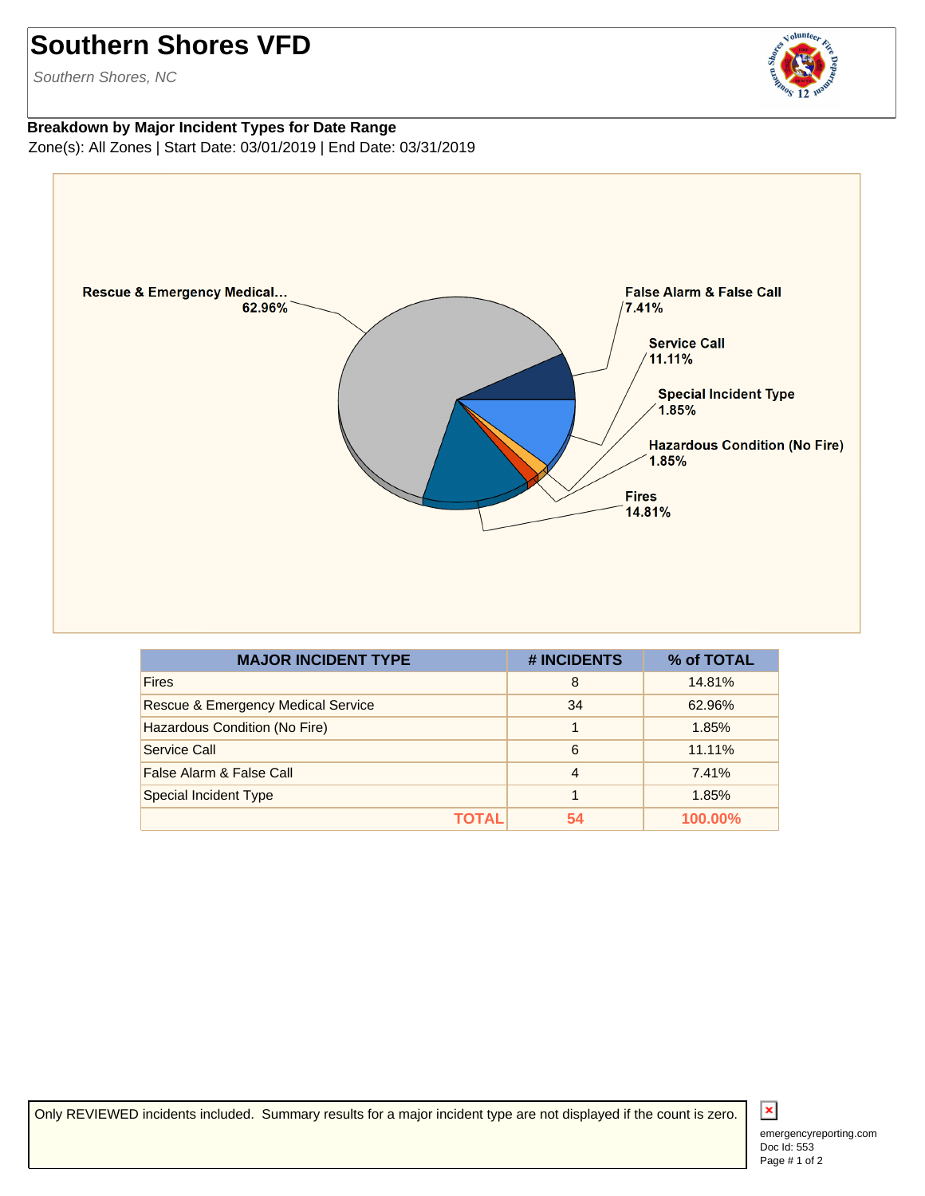# Southern Shores VFD

*Southern Shores, NC*

**Breakdown by Major Incident Types for Date Range**

Zone(s): All Zones | Start Date: 03/01/2019 | End Date: 03/31/2019

**Rescue & Emergency Medical...** 62.96%

**False Alarm & False Call** 7.41%

**Service Call** 11.11%

**Special Incident Type** 1.85%

**Hazardous Condition (No Fire)** 1.85%

**Fires** 14.81%

| MAJOR INCIDENT TYPE | # INCIDENTS | % of TOTAL |
|---|---|---|
| Fires | 8 | 14.81% |
| Rescue & Emergency Medical Service | 34 | 62.96% |
| Hazardous Condition (No Fire) | 1 | 1.85% |
| Service Call | 6 | 11.11% |
| False Alarm & False Call | 4 | 7.41% |
| Special Incident Type | 1 | 1.85% |
| **TOTAL** | **54** | **100.00%** |

Only REVIEWED incidents included. Summary results for a major incident type are not displayed if the count is zero.

emergencyreporting.com
Doc Id: 553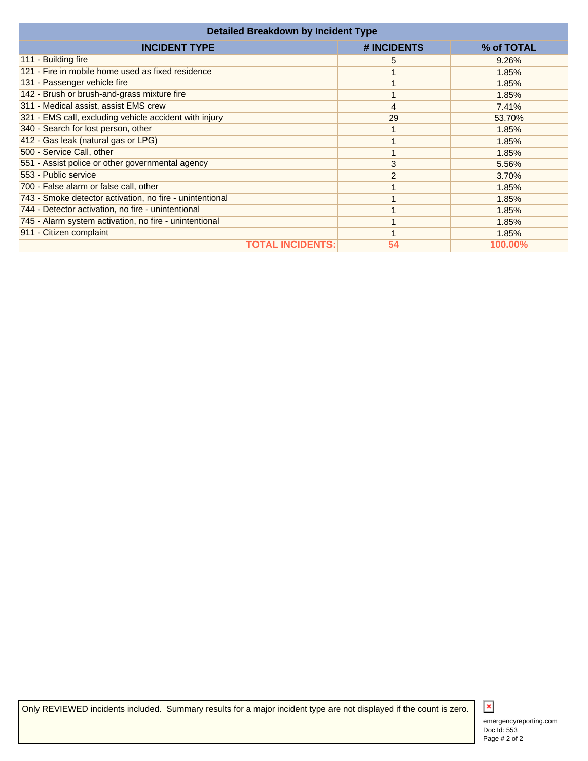## Detailed Breakdown by Incident Type

| INCIDENT TYPE | # INCIDENTS | % of TOTAL |
|---|---|---|
| 111 - Building fire | 5 | 9.26% |
| 121 - Fire in mobile home used as fixed residence | 1 | 1.85% |
| 131 - Passenger vehicle fire | 1 | 1.85% |
| 142 - Brush or brush-and-grass mixture fire | 1 | 1.85% |
| 311 - Medical assist, assist EMS crew | 4 | 7.41% |
| 321 - EMS call, excluding vehicle accident with injury | 29 | 53.70% |
| 340 - Search for lost person, other | 1 | 1.85% |
| 412 - Gas leak (natural gas or LPG) | 1 | 1.85% |
| 500 - Service Call, other | 1 | 1.85% |
| 551 - Assist police or other governmental agency | 3 | 5.56% |
| 553 - Public service | 2 | 3.70% |
| 700 - False alarm or false call, other | 1 | 1.85% |
| 743 - Smoke detector activation, no fire - unintentional | 1 | 1.85% |
| 744 - Detector activation, no fire - unintentional | 1 | 1.85% |
| 745 - Alarm system activation, no fire - unintentional | 1 | 1.85% |
| 911 - Citizen complaint | 1 | 1.85% |
| **TOTAL INCIDENTS:** | **54** | **100.00%** |

Only REVIEWED incidents included. Summary results for a major incident type are not displayed if the count is zero.

emergencyreporting.com
Doc Id: 553